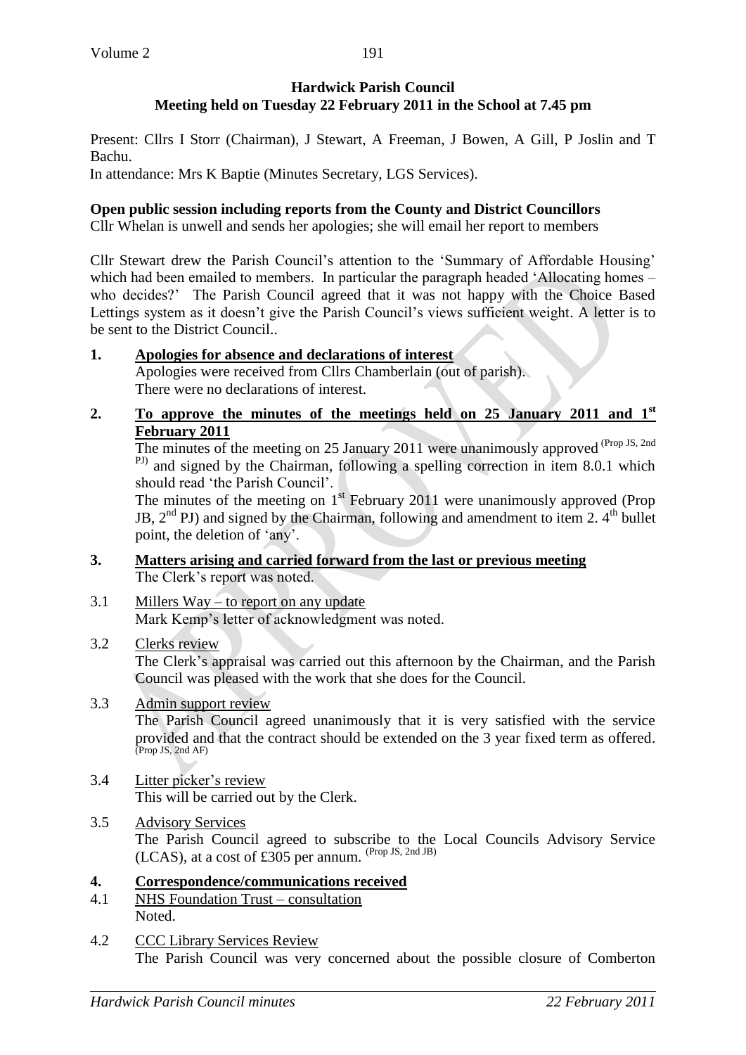**Hardwick Parish Council**
**Meeting held on Tuesday 22 February 2011 in the School at 7.45 pm**

Present: Cllrs I Storr (Chairman), J Stewart, A Freeman, J Bowen, A Gill, P Joslin and T Bachu.
In attendance: Mrs K Baptie (Minutes Secretary, LGS Services).

**Open public session including reports from the County and District Councillors**
Cllr Whelan is unwell and sends her apologies; she will email her report to members

Cllr Stewart drew the Parish Council's attention to the 'Summary of Affordable Housing' which had been emailed to members. In particular the paragraph headed 'Allocating homes – who decides?' The Parish Council agreed that it was not happy with the Choice Based Lettings system as it doesn't give the Parish Council's views sufficient weight. A letter is to be sent to the District Council..

**1. Apologies for absence and declarations of interest**
Apologies were received from Cllrs Chamberlain (out of parish).
There were no declarations of interest.

**2. To approve the minutes of the meetings held on 25 January 2011 and 1st February 2011**
The minutes of the meeting on 25 January 2011 were unanimously approved (Prop JS, 2nd PJ) and signed by the Chairman, following a spelling correction in item 8.0.1 which should read 'the Parish Council'.
The minutes of the meeting on 1st February 2011 were unanimously approved (Prop JB, 2nd PJ) and signed by the Chairman, following and amendment to item 2. 4th bullet point, the deletion of 'any'.

**3. Matters arising and carried forward from the last or previous meeting**
The Clerk's report was noted.

3.1 Millers Way – to report on any update
Mark Kemp's letter of acknowledgment was noted.

3.2 Clerks review
The Clerk's appraisal was carried out this afternoon by the Chairman, and the Parish Council was pleased with the work that she does for the Council.

3.3 Admin support review
The Parish Council agreed unanimously that it is very satisfied with the service provided and that the contract should be extended on the 3 year fixed term as offered. (Prop JS, 2nd AF)

3.4 Litter picker's review
This will be carried out by the Clerk.

3.5 Advisory Services
The Parish Council agreed to subscribe to the Local Councils Advisory Service (LCAS), at a cost of £305 per annum. (Prop JS, 2nd JB)

**4. Correspondence/communications received**

4.1 NHS Foundation Trust – consultation
Noted.

4.2 CCC Library Services Review
The Parish Council was very concerned about the possible closure of Comberton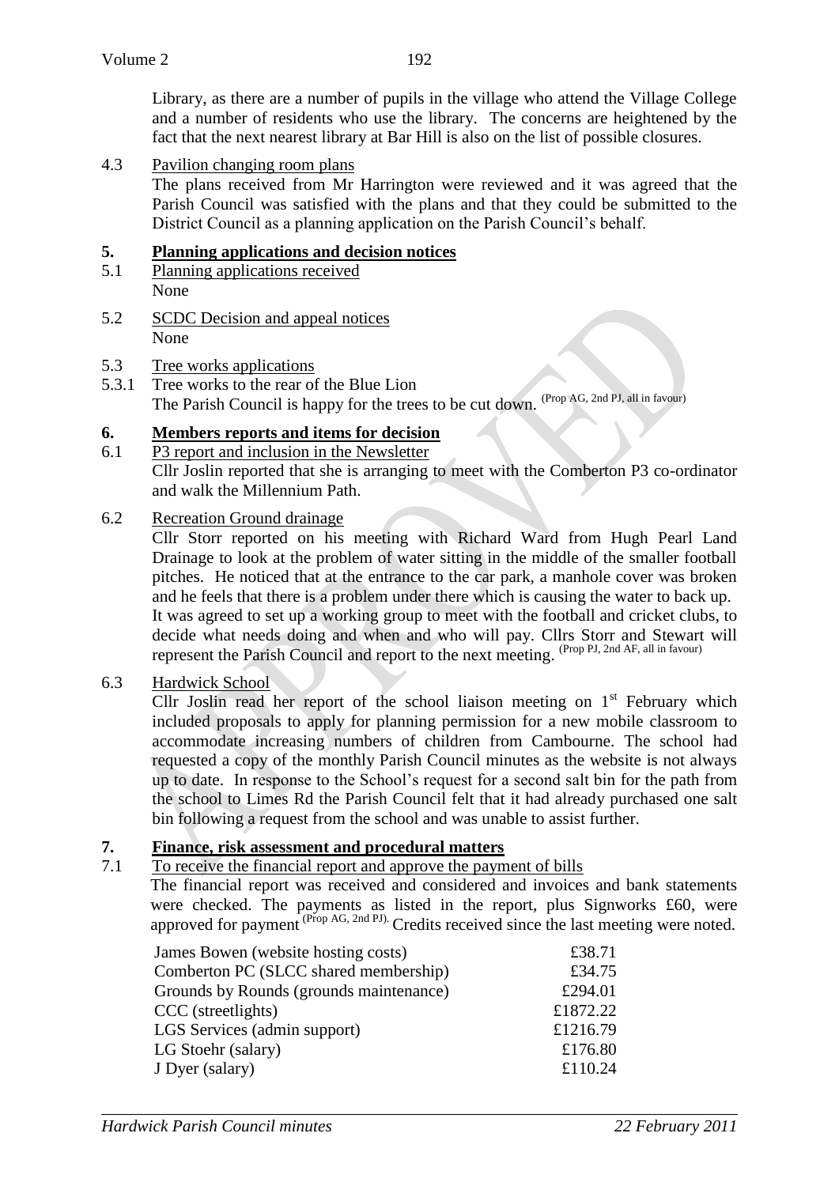Library, as there are a number of pupils in the village who attend the Village College and a number of residents who use the library. The concerns are heightened by the fact that the next nearest library at Bar Hill is also on the list of possible closures.

4.3 Pavilion changing room plans

The plans received from Mr Harrington were reviewed and it was agreed that the Parish Council was satisfied with the plans and that they could be submitted to the District Council as a planning application on the Parish Council's behalf.

## 5. Planning applications and decision notices

5.1 Planning applications received

None

5.2 SCDC Decision and appeal notices

None

5.3 Tree works applications

5.3.1 Tree works to the rear of the Blue Lion

The Parish Council is happy for the trees to be cut down. (Prop AG, 2nd PJ, all in favour)

## 6. Members reports and items for decision

6.1 P3 report and inclusion in the Newsletter

Cllr Joslin reported that she is arranging to meet with the Comberton P3 co-ordinator and walk the Millennium Path.

6.2 Recreation Ground drainage

Cllr Storr reported on his meeting with Richard Ward from Hugh Pearl Land Drainage to look at the problem of water sitting in the middle of the smaller football pitches. He noticed that at the entrance to the car park, a manhole cover was broken and he feels that there is a problem under there which is causing the water to back up. It was agreed to set up a working group to meet with the football and cricket clubs, to decide what needs doing and when and who will pay. Cllrs Storr and Stewart will represent the Parish Council and report to the next meeting. (Prop PJ, 2nd AF, all in favour)

6.3 Hardwick School

Cllr Joslin read her report of the school liaison meeting on 1st February which included proposals to apply for planning permission for a new mobile classroom to accommodate increasing numbers of children from Cambourne. The school had requested a copy of the monthly Parish Council minutes as the website is not always up to date. In response to the School's request for a second salt bin for the path from the school to Limes Rd the Parish Council felt that it had already purchased one salt bin following a request from the school and was unable to assist further.

## 7. Finance, risk assessment and procedural matters

7.1 To receive the financial report and approve the payment of bills

The financial report was received and considered and invoices and bank statements were checked. The payments as listed in the report, plus Signworks £60, were approved for payment (Prop AG, 2nd PJ). Credits received since the last meeting were noted.

| | |
|---|---|
| James Bowen (website hosting costs) | £38.71 |
| Comberton PC (SLCC shared membership) | £34.75 |
| Grounds by Rounds (grounds maintenance) | £294.01 |
| CCC (streetlights) | £1872.22 |
| LGS Services (admin support) | £1216.79 |
| LG Stoehr (salary) | £176.80 |
| J Dyer (salary) | £110.24 |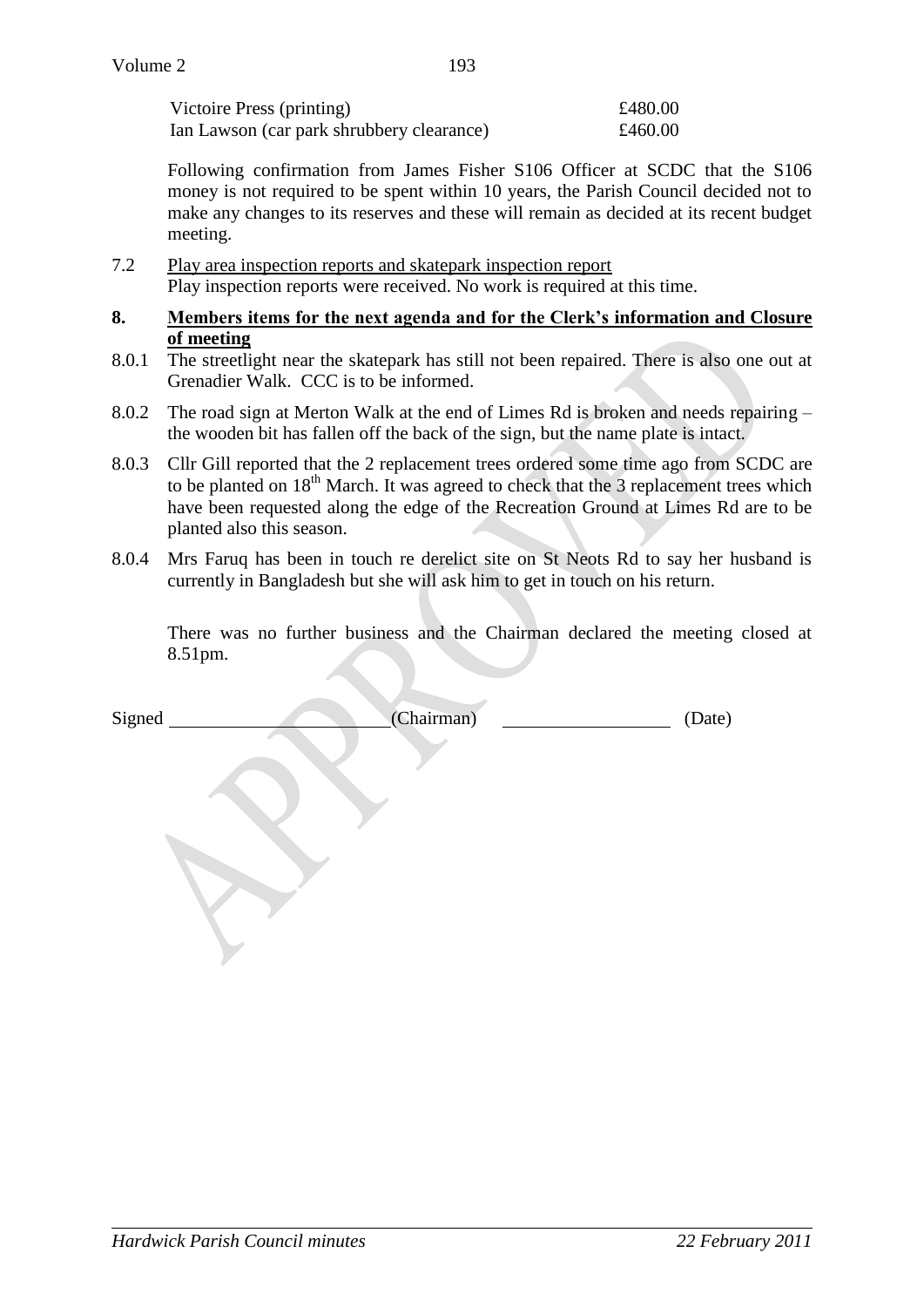| | |
|---|---|
| Victoire Press (printing) | £480.00 |
| Ian Lawson (car park shrubbery clearance) | £460.00 |

Following confirmation from James Fisher S106 Officer at SCDC that the S106 money is not required to be spent within 10 years, the Parish Council decided not to make any changes to its reserves and these will remain as decided at its recent budget meeting.

7.2 Play area inspection reports and skatepark inspection report
Play inspection reports were received. No work is required at this time.

## 8. Members items for the next agenda and for the Clerk's information and Closure of meeting

8.0.1 The streetlight near the skatepark has still not been repaired. There is also one out at Grenadier Walk. CCC is to be informed.

8.0.2 The road sign at Merton Walk at the end of Limes Rd is broken and needs repairing – the wooden bit has fallen off the back of the sign, but the name plate is intact.

8.0.3 Cllr Gill reported that the 2 replacement trees ordered some time ago from SCDC are to be planted on 18th March. It was agreed to check that the 3 replacement trees which have been requested along the edge of the Recreation Ground at Limes Rd are to be planted also this season.

8.0.4 Mrs Faruq has been in touch re derelict site on St Neots Rd to say her husband is currently in Bangladesh but she will ask him to get in touch on his return.

There was no further business and the Chairman declared the meeting closed at 8.51pm.

Signed \_\_\_\_\_\_\_\_\_\_\_\_\_\_\_\_\_\_\_\_ (Chairman) \_\_\_\_\_\_\_\_\_\_\_\_\_\_\_\_ (Date)